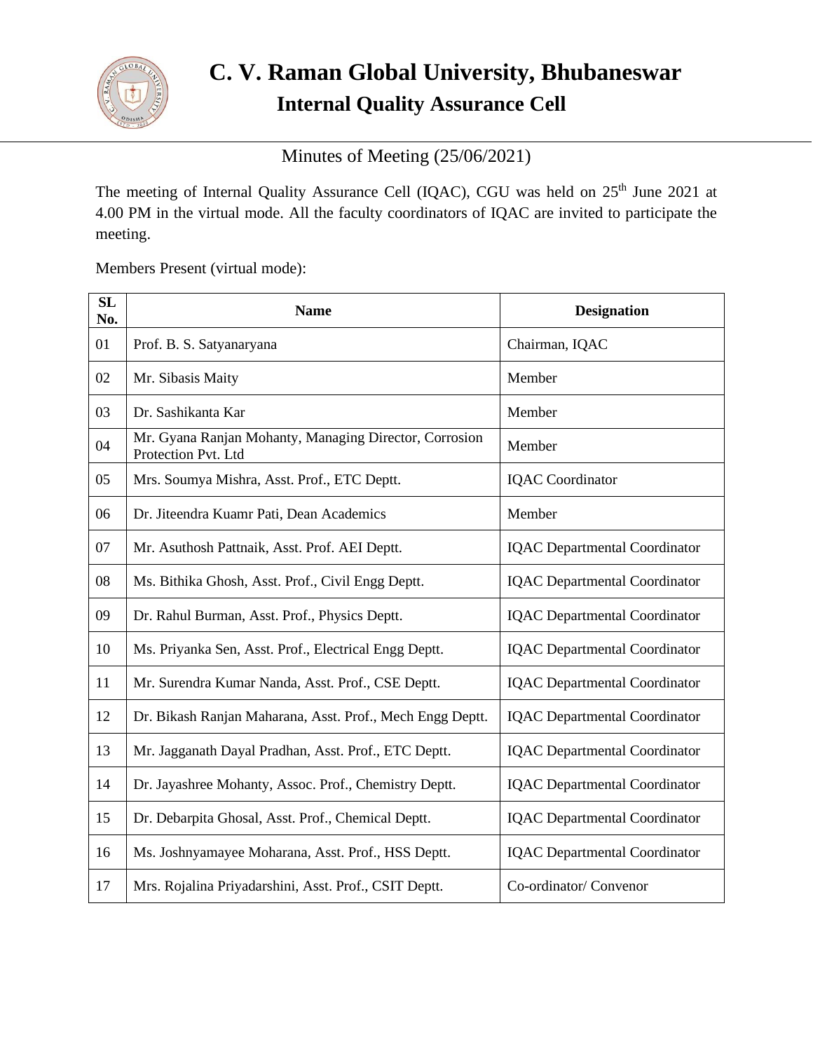# C. V. Raman Global University, Bhubaneswar

## Internal Quality Assurance Cell

Minutes of Meeting (25/06/2021)

The meeting of Internal Quality Assurance Cell (IQAC), CGU was held on 25th June 2021 at 4.00 PM in the virtual mode. All the faculty coordinators of IQAC are invited to participate the meeting.

Members Present (virtual mode):

| SL No. | Name | Designation |
|---|---|---|
| 01 | Prof. B. S. Satyanaryana | Chairman, IQAC |
| 02 | Mr. Sibasis Maity | Member |
| 03 | Dr. Sashikanta Kar | Member |
| 04 | Mr. Gyana Ranjan Mohanty, Managing Director, Corrosion Protection Pvt. Ltd | Member |
| 05 | Mrs. Soumya Mishra, Asst. Prof., ETC Deptt. | IQAC Coordinator |
| 06 | Dr. Jiteendra Kuamr Pati, Dean Academics | Member |
| 07 | Mr. Asuthosh Pattnaik, Asst. Prof. AEI Deptt. | IQAC Departmental Coordinator |
| 08 | Ms. Bithika Ghosh, Asst. Prof., Civil Engg Deptt. | IQAC Departmental Coordinator |
| 09 | Dr. Rahul Burman, Asst. Prof., Physics Deptt. | IQAC Departmental Coordinator |
| 10 | Ms. Priyanka Sen, Asst. Prof., Electrical Engg Deptt. | IQAC Departmental Coordinator |
| 11 | Mr. Surendra Kumar Nanda, Asst. Prof., CSE Deptt. | IQAC Departmental Coordinator |
| 12 | Dr. Bikash Ranjan Maharana, Asst. Prof., Mech Engg Deptt. | IQAC Departmental Coordinator |
| 13 | Mr. Jagganath Dayal Pradhan, Asst. Prof., ETC Deptt. | IQAC Departmental Coordinator |
| 14 | Dr. Jayashree Mohanty, Assoc. Prof., Chemistry Deptt. | IQAC Departmental Coordinator |
| 15 | Dr. Debarpita Ghosal, Asst. Prof., Chemical Deptt. | IQAC Departmental Coordinator |
| 16 | Ms. Joshnyamayee Moharana, Asst. Prof., HSS Deptt. | IQAC Departmental Coordinator |
| 17 | Mrs. Rojalina Priyadarshini, Asst. Prof., CSIT Deptt. | Co-ordinator/ Convenor |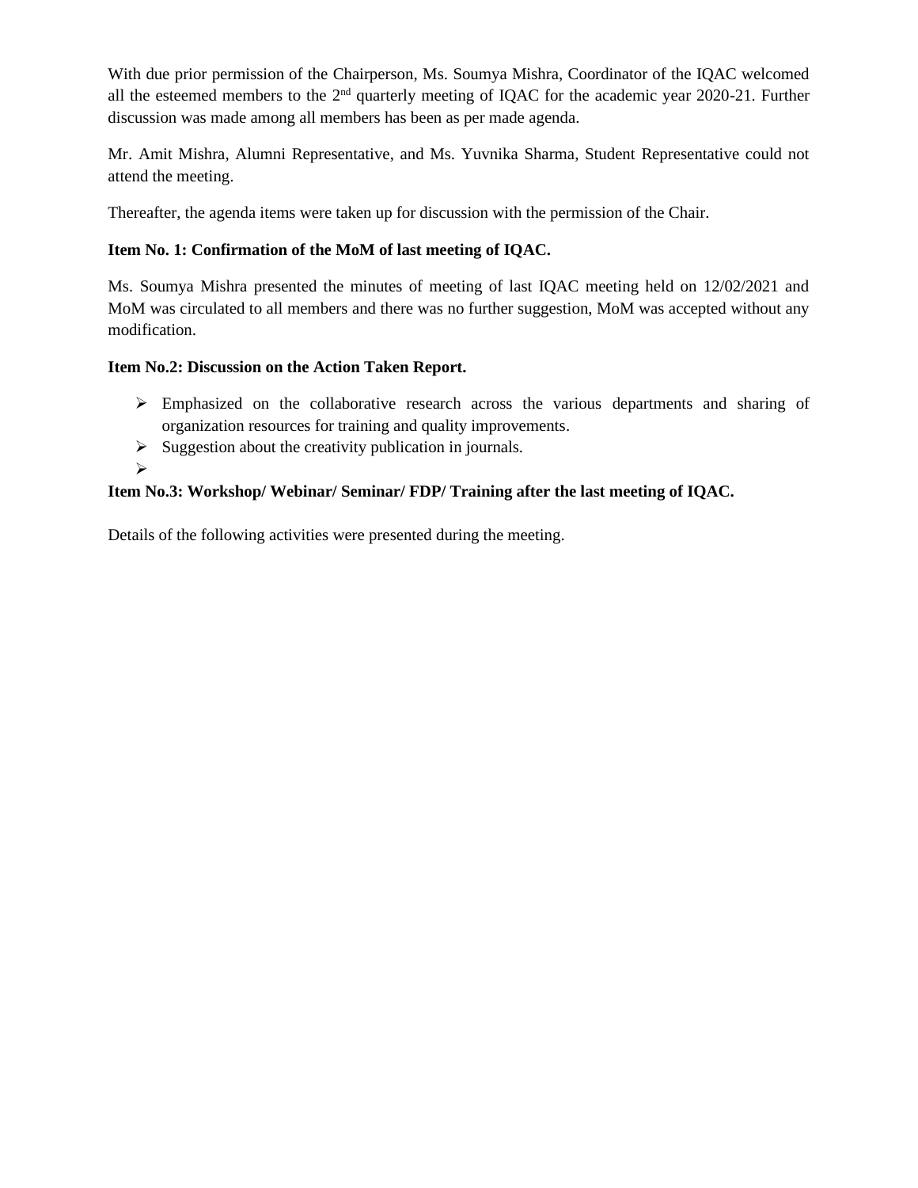With due prior permission of the Chairperson, Ms. Soumya Mishra, Coordinator of the IQAC welcomed all the esteemed members to the 2nd quarterly meeting of IQAC for the academic year 2020-21. Further discussion was made among all members has been as per made agenda.

Mr. Amit Mishra, Alumni Representative, and Ms. Yuvnika Sharma, Student Representative could not attend the meeting.

Thereafter, the agenda items were taken up for discussion with the permission of the Chair.

**Item No. 1: Confirmation of the MoM of last meeting of IQAC.**

Ms. Soumya Mishra presented the minutes of meeting of last IQAC meeting held on 12/02/2021 and MoM was circulated to all members and there was no further suggestion, MoM was accepted without any modification.

**Item No.2: Discussion on the Action Taken Report.**

- Emphasized on the collaborative research across the various departments and sharing of organization resources for training and quality improvements.
- Suggestion about the creativity publication in journals.
- 

**Item No.3: Workshop/ Webinar/ Seminar/ FDP/ Training after the last meeting of IQAC.**

Details of the following activities were presented during the meeting.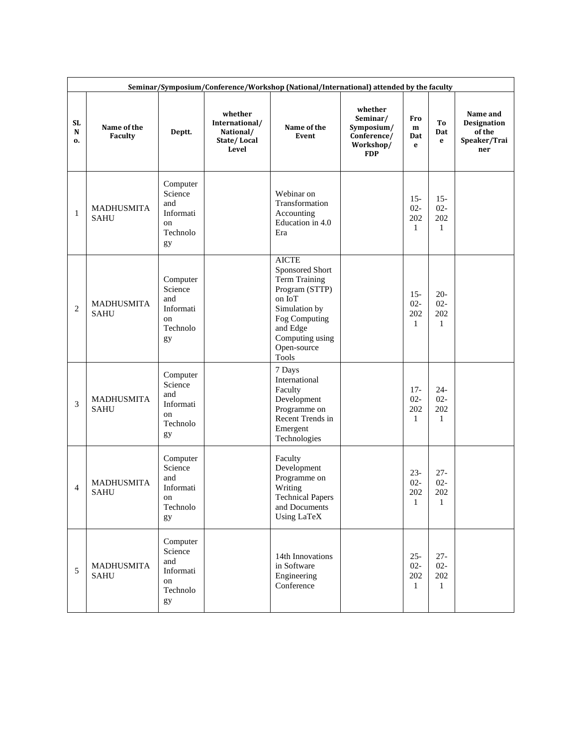| Seminar/Symposium/Conference/Workshop (National/International) attended by the faculty | | | | | | | | |
|---|---|---|---|---|---|---|---|---|
| SL No. | Name of the Faculty | Deptt. | whether International/ National/ State/ Local Level | Name of the Event | whether Seminar/ Symposium/ Conference/ Workshop/ FDP | From Date | To Date | Name and Designation of the Speaker/Trainer |
| 1 | MADHUSMITA SAHU | Computer Science and Information Technology | | Webinar on Transformation Accounting Education in 4.0 Era | | 15-02-2021 | 15-02-2021 | |
| 2 | MADHUSMITA SAHU | Computer Science and Information Technology | | AICTE Sponsored Short Term Training Program (STTP) on IoT Simulation by Fog Computing and Edge Computing using Open-source Tools | | 15-02-2021 | 20-02-2021 | |
| 3 | MADHUSMITA SAHU | Computer Science and Information Technology | | 7 Days International Faculty Development Programme on Recent Trends in Emergent Technologies | | 17-02-2021 | 24-02-2021 | |
| 4 | MADHUSMITA SAHU | Computer Science and Information Technology | | Faculty Development Programme on Writing Technical Papers and Documents Using LaTeX | | 23-02-2021 | 27-02-2021 | |
| 5 | MADHUSMITA SAHU | Computer Science and Information Technology | | 14th Innovations in Software Engineering Conference | | 25-02-2021 | 27-02-2021 | |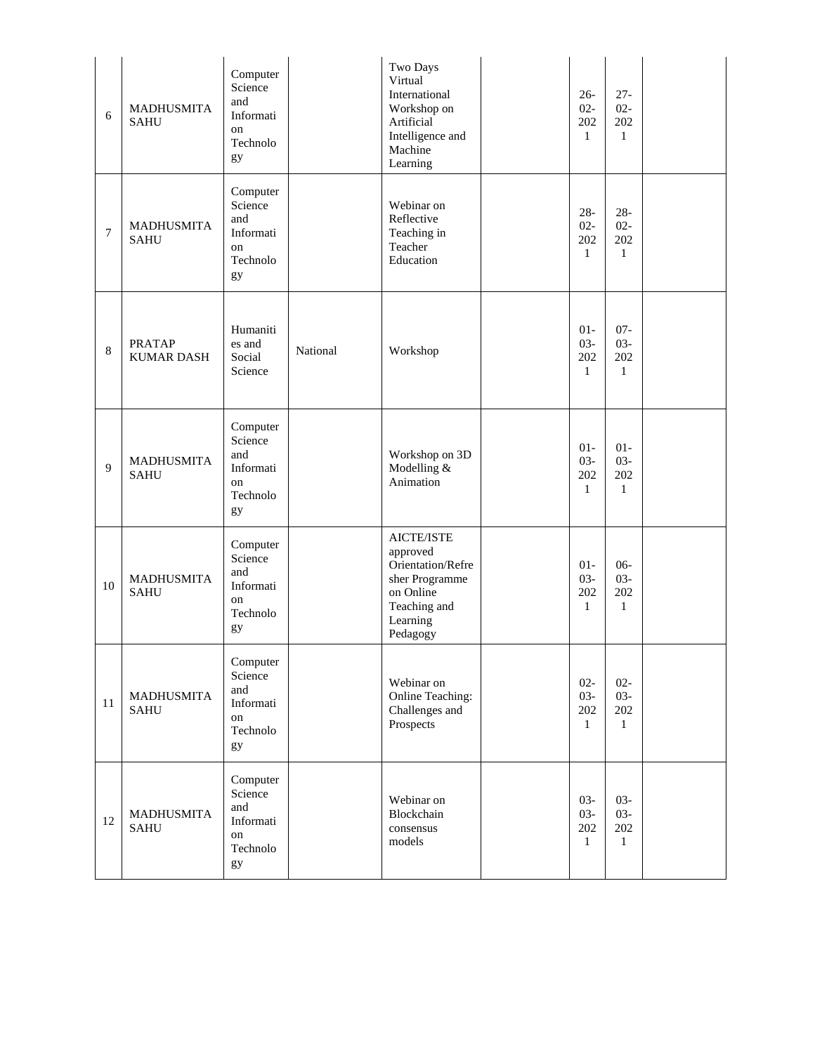| | | | | | | | | |
|---|---|---|---|---|---|---|---|---|
| 6 | MADHUSMITA SAHU | Computer Science and Information Technology | | Two Days Virtual International Workshop on Artificial Intelligence and Machine Learning | | 26-02-2021 | 27-02-2021 | |
| 7 | MADHUSMITA SAHU | Computer Science and Information Technology | | Webinar on Reflective Teaching in Teacher Education | | 28-02-2021 | 28-02-2021 | |
| 8 | PRATAP KUMAR DASH | Humanities and Social Science | National | Workshop | | 01-03-2021 | 07-03-2021 | |
| 9 | MADHUSMITA SAHU | Computer Science and Information Technology | | Workshop on 3D Modelling & Animation | | 01-03-2021 | 01-03-2021 | |
| 10 | MADHUSMITA SAHU | Computer Science and Information Technology | | AICTE/ISTE approved Orientation/Refresher Programme on Online Teaching and Learning Pedagogy | | 01-03-2021 | 06-03-2021 | |
| 11 | MADHUSMITA SAHU | Computer Science and Information Technology | | Webinar on Online Teaching: Challenges and Prospects | | 02-03-2021 | 02-03-2021 | |
| 12 | MADHUSMITA SAHU | Computer Science and Information Technology | | Webinar on Blockchain consensus models | | 03-03-2021 | 03-03-2021 | |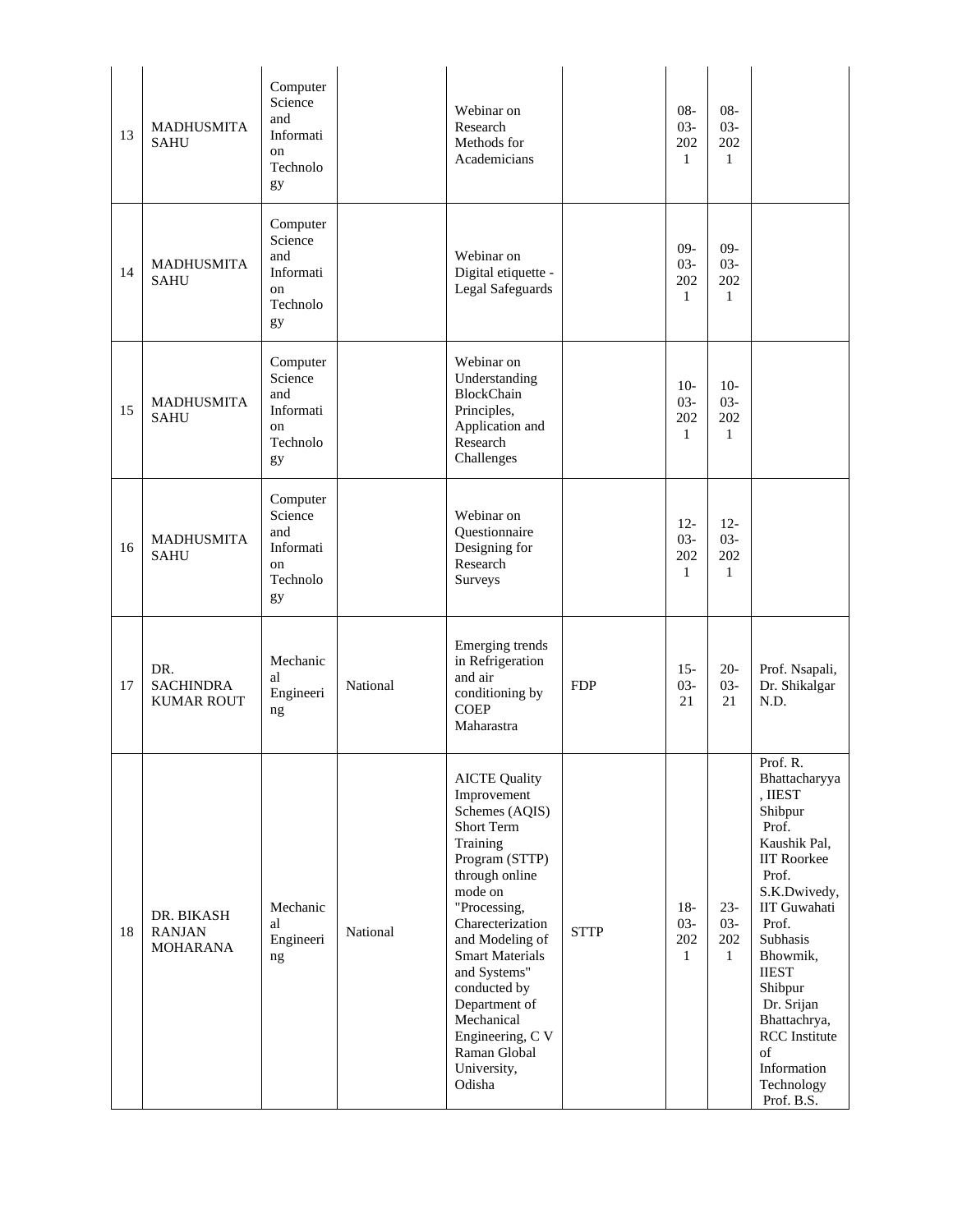| 13 | MADHUSMITA SAHU | Computer Science and Information Technology | | Webinar on Research Methods for Academicians | | 08-03-2021 | 08-03-2021 | |
|---|---|---|---|---|---|---|---|---|
| 14 | MADHUSMITA SAHU | Computer Science and Information Technology | | Webinar on Digital etiquette - Legal Safeguards | | 09-03-2021 | 09-03-2021 | |
| 15 | MADHUSMITA SAHU | Computer Science and Information Technology | | Webinar on Understanding BlockChain Principles, Application and Research Challenges | | 10-03-2021 | 10-03-2021 | |
| 16 | MADHUSMITA SAHU | Computer Science and Information Technology | | Webinar on Questionnaire Designing for Research Surveys | | 12-03-2021 | 12-03-2021 | |
| 17 | DR. SACHINDRA KUMAR ROUT | Mechanical Engineering | National | Emerging trends in Refrigeration and air conditioning by COEP Maharastra | FDP | 15-03-21 | 20-03-21 | Prof. Nsapali, Dr. Shikalgar N.D. |
| 18 | DR. BIKASH RANJAN MOHARANA | Mechanical Engineering | National | AICTE Quality Improvement Schemes (AQIS) Short Term Training Program (STTP) through online mode on "Processing, Charecterization and Modeling of Smart Materials and Systems" conducted by Department of Mechanical Engineering, C V Raman Global University, Odisha | STTP | 18-03-2021 | 23-03-2021 | Prof. R. Bhattacharyya, IIEST Shipbur Prof. Kaushik Pal, IIT Roorkee Prof. S.K.Dwivedy, IIT Guwahati Prof. Subhasis Bhowmik, IIEST Shipbur Dr. Srijan Bhattachrya, RCC Institute of Information Technology Prof. B.S. |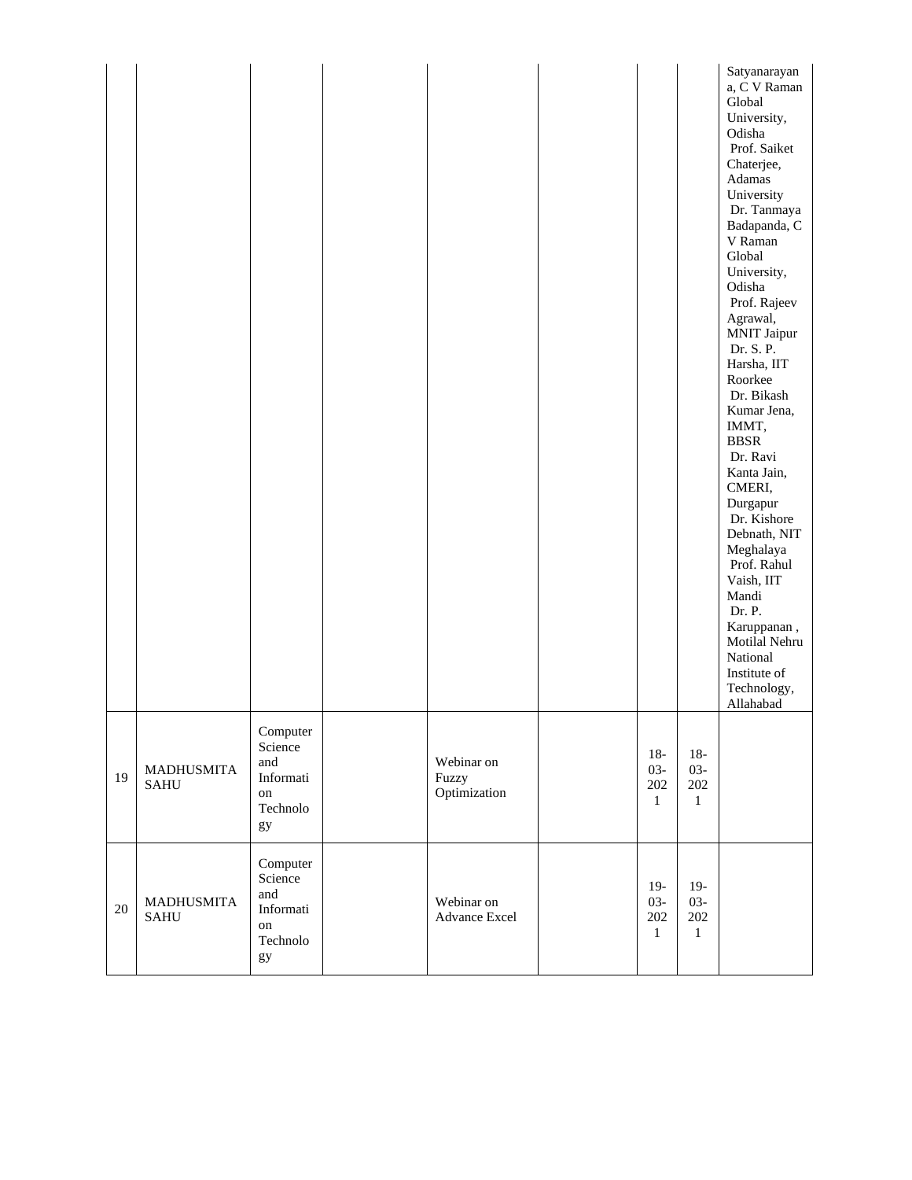| | | | | | | | | |
|---|---|---|---|---|---|---|---|---|
| | | | | | | | | Satyanarayana, C V Raman Global University, Odisha Prof. Saiket Chaterjee, Adamas University Dr. Tanmaya Badapanda, C V Raman Global University, Odisha Prof. Rajeev Agrawal, MNIT Jaipur Dr. S. P. Harsha, IIT Roorkee Dr. Bikash Kumar Jena, IMMT, BBSR Dr. Ravi Kanta Jain, CMERI, Durgapur Dr. Kishore Debnath, NIT Meghalaya Prof. Rahul Vaish, IIT Mandi Dr. P. Karuppanan , Motilal Nehru National Institute of Technology, Allahabad |
| 19 | MADHUSMITA SAHU | Computer Science and Information Technology | | Webinar on Fuzzy Optimization | | 18-03-2021 | 18-03-2021 | |
| 20 | MADHUSMITA SAHU | Computer Science and Information Technology | | Webinar on Advance Excel | | 19-03-2021 | 19-03-2021 | |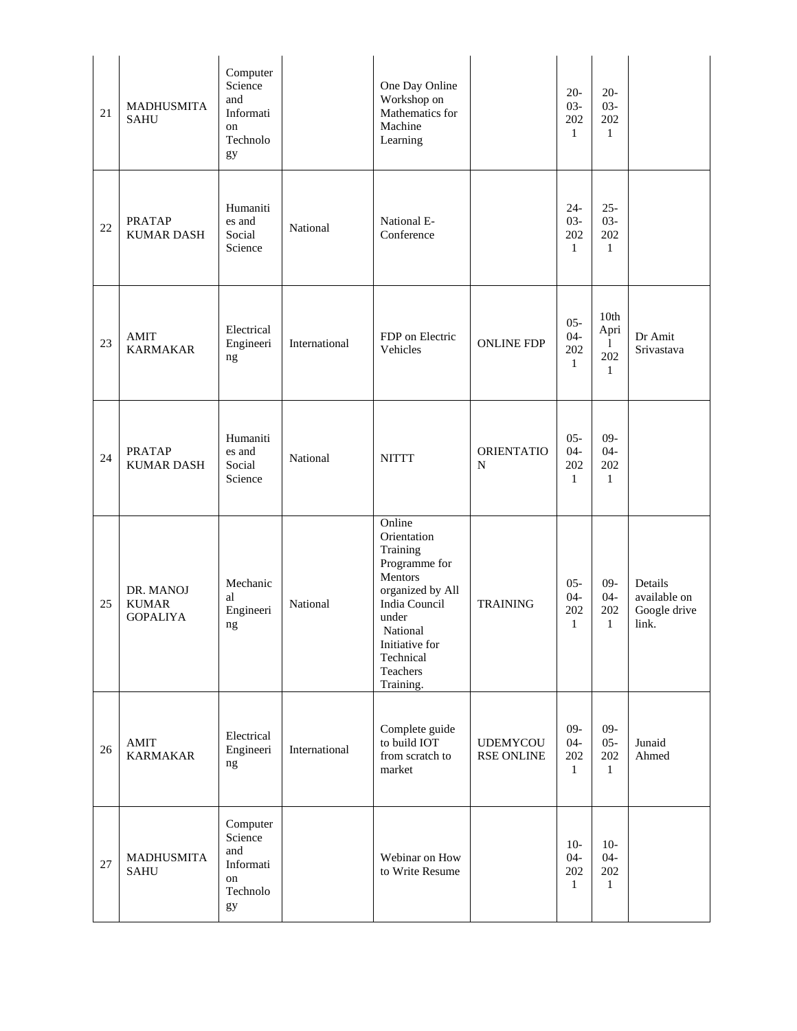| 21 | MADHUSMITA SAHU | Computer Science and Information Technology | | One Day Online Workshop on Mathematics for Machine Learning | | 20-03-2021 | 20-03-2021 | |
|---|---|---|---|---|---|---|---|---|
| 22 | PRATAP KUMAR DASH | Humanities and Social Science | National | National E-Conference | | 24-03-2021 | 25-03-2021 | |
| 23 | AMIT KARMAKAR | Electrical Engineering | International | FDP on Electric Vehicles | ONLINE FDP | 05-04-2021 | 10th April 2021 | Dr Amit Srivastava |
| 24 | PRATAP KUMAR DASH | Humanities and Social Science | National | NITTT | ORIENTATION | 05-04-2021 | 09-04-2021 | |
| 25 | DR. MANOJ KUMAR GOPALIYA | Mechanical Engineering | National | Online Orientation Training Programme for Mentors organized by All India Council under National Initiative for Technical Teachers Training. | TRAINING | 05-04-2021 | 09-04-2021 | Details available on Google drive link. |
| 26 | AMIT KARMAKAR | Electrical Engineering | International | Complete guide to build IOT from scratch to market | UDEMYCOURSE ONLINE | 09-04-2021 | 09-05-2021 | Junaid Ahmed |
| 27 | MADHUSMITA SAHU | Computer Science and Information Technology | | Webinar on How to Write Resume | | 10-04-2021 | 10-04-2021 | |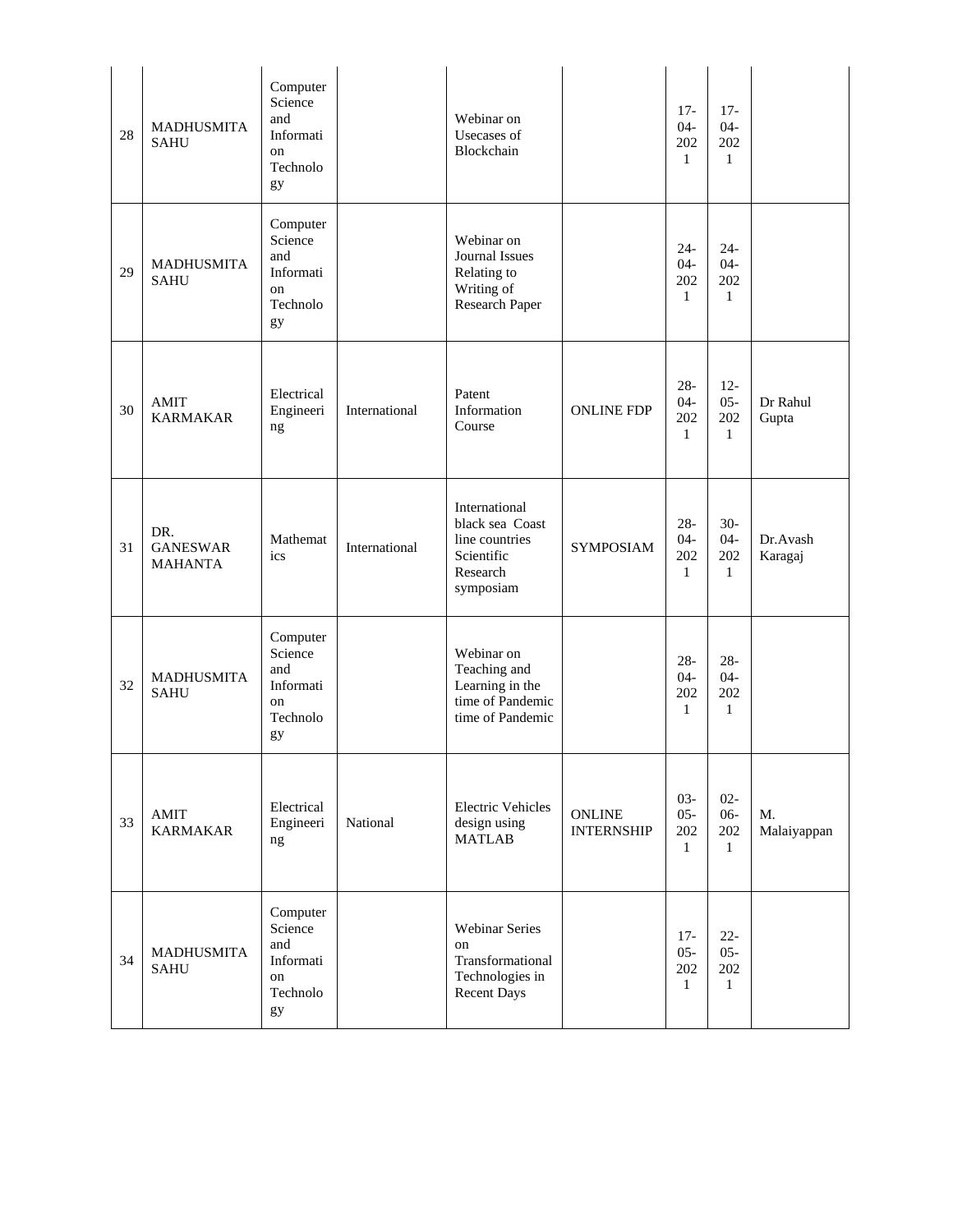| 28 | MADHUSMITA SAHU | Computer Science and Information Technology | | Webinar on Usecases of Blockchain | | 17-04-2021 | 17-04-2021 | |
|---|---|---|---|---|---|---|---|---|
| 29 | MADHUSMITA SAHU | Computer Science and Information Technology | | Webinar on Journal Issues Relating to Writing of Research Paper | | 24-04-2021 | 24-04-2021 | |
| 30 | AMIT KARMAKAR | Electrical Engineering | International | Patent Information Course | ONLINE FDP | 28-04-2021 | 12-05-2021 | Dr Rahul Gupta |
| 31 | DR. GANESWAR MAHANTA | Mathematics | International | International black sea Coast line countries Scientific Research symposiam | SYMPOSIAM | 28-04-2021 | 30-04-2021 | Dr.Avash Karagaj |
| 32 | MADHUSMITA SAHU | Computer Science and Information Technology | | Webinar on Teaching and Learning in the time of Pandemic time of Pandemic | | 28-04-2021 | 28-04-2021 | |
| 33 | AMIT KARMAKAR | Electrical Engineering | National | Electric Vehicles design using MATLAB | ONLINE INTERNSHIP | 03-05-2021 | 02-06-2021 | M. Malaiyappan |
| 34 | MADHUSMITA SAHU | Computer Science and Information Technology | | Webinar Series on Transformational Technologies in Recent Days | | 17-05-2021 | 22-05-2021 | |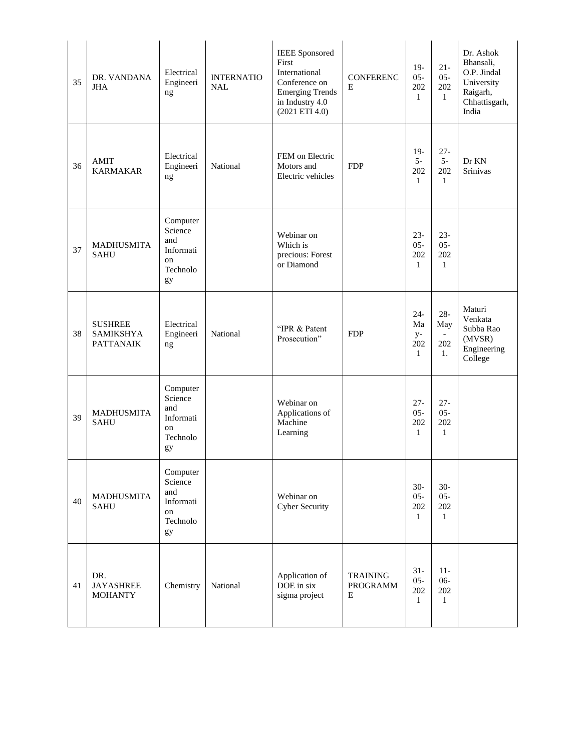| 35 | DR. VANDANA JHA | Electrical Engineering | INTERNATIONAL | IEEE Sponsored First International Conference on Emerging Trends in Industry 4.0 (2021 ETI 4.0) | CONFERENCE | 19-05-2021 | 21-05-2021 | Dr. Ashok Bhansali, O.P. Jindal University Raigarh, Chhattisgarh, India |
|---|---|---|---|---|---|---|---|---|
| 36 | AMIT KARMAKAR | Electrical Engineering | National | FEM on Electric Motors and Electric vehicles | FDP | 19-5-2021 | 27-5-2021 | Dr KN Srinivas |
| 37 | MADHUSMITA SAHU | Computer Science and Information Technology | | Webinar on Which is precious: Forest or Diamond | | 23-05-2021 | 23-05-2021 | |
| 38 | SUSHREE SAMIKSHYA PATTANAIK | Electrical Engineering | National | "IPR & Patent Prosecution" | FDP | 24-May-2021 | 28-May - 2021. | Maturi Venkata Subba Rao (MVSR) Engineering College |
| 39 | MADHUSMITA SAHU | Computer Science and Information Technology | | Webinar on Applications of Machine Learning | | 27-05-2021 | 27-05-2021 | |
| 40 | MADHUSMITA SAHU | Computer Science and Information Technology | | Webinar on Cyber Security | | 30-05-2021 | 30-05-2021 | |
| 41 | DR. JAYASHREE MOHANTY | Chemistry | National | Application of DOE in six sigma project | TRAINING PROGRAMME | 31-05-2021 | 11-06-2021 | |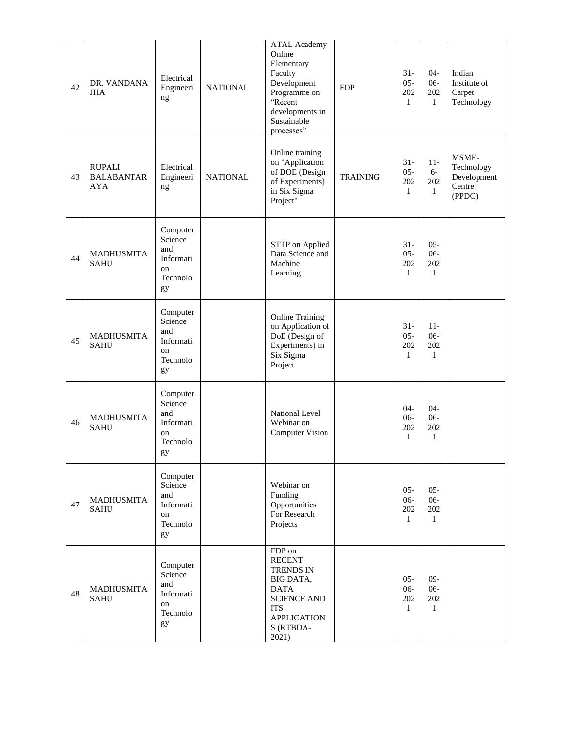| | | | | | | | | |
|---|---|---|---|---|---|---|---|---|
| 42 | DR. VANDANA JHA | Electrical Engineering | NATIONAL | ATAL Academy Online Elementary Faculty Development Programme on "Recent developments in Sustainable processes" | FDP | 31-05-2021 | 04-06-2021 | Indian Institute of Carpet Technology |
| 43 | RUPALI BALABANTARAYA | Electrical Engineering | NATIONAL | Online training on "Application of DOE (Design of Experiments) in Six Sigma Project" | TRAINING | 31-05-2021 | 11-6-2021 | MSME-Technology Development Centre (PPDC) |
| 44 | MADHUSMITA SAHU | Computer Science and Information Technology | | STTP on Applied Data Science and Machine Learning | | 31-05-2021 | 05-06-2021 | |
| 45 | MADHUSMITA SAHU | Computer Science and Information Technology | | Online Training on Application of DoE (Design of Experiments) in Six Sigma Project | | 31-05-2021 | 11-06-2021 | |
| 46 | MADHUSMITA SAHU | Computer Science and Information Technology | | National Level Webinar on Computer Vision | | 04-06-2021 | 04-06-2021 | |
| 47 | MADHUSMITA SAHU | Computer Science and Information Technology | | Webinar on Funding Opportunities For Research Projects | | 05-06-2021 | 05-06-2021 | |
| 48 | MADHUSMITA SAHU | Computer Science and Information Technology | | FDP on RECENT TRENDS IN BIG DATA, DATA SCIENCE AND ITS APPLICATIONS (RTBDA-2021) | | 05-06-2021 | 09-06-2021 | |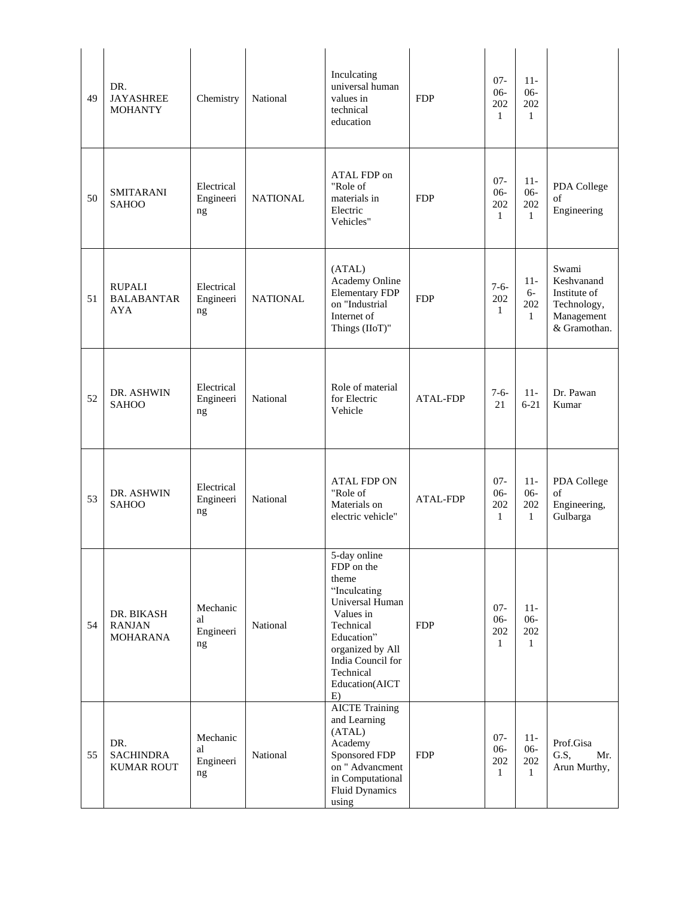| 49 | DR. JAYASHREE MOHANTY | Chemistry | National | Inculcating universal human values in technical education | FDP | 07-06-2021 | 11-06-2021 | |
|---|---|---|---|---|---|---|---|---|
| 50 | SMITARANI SAHOO | Electrical Engineering | NATIONAL | ATAL FDP on "Role of materials in Electric Vehicles" | FDP | 07-06-2021 | 11-06-2021 | PDA College of Engineering |
| 51 | RUPALI BALABANTARAYA | Electrical Engineering | NATIONAL | (ATAL) Academy Online Elementary FDP on "Industrial Internet of Things (IIoT)" | FDP | 7-6-2021 | 11-6-2021 | Swami Keshvanand Institute of Technology, Management & Gramothan. |
| 52 | DR. ASHWIN SAHOO | Electrical Engineering | National | Role of material for Electric Vehicle | ATAL-FDP | 7-6-21 | 11-6-21 | Dr. Pawan Kumar |
| 53 | DR. ASHWIN SAHOO | Electrical Engineering | National | ATAL FDP ON "Role of Materials on electric vehicle" | ATAL-FDP | 07-06-2021 | 11-06-2021 | PDA College of Engineering, Gulbarga |
| 54 | DR. BIKASH RANJAN MOHARANA | Mechanical Engineering | National | 5-day online FDP on the theme "Inculcating Universal Human Values in Technical Education" organized by All India Council for Technical Education(AICTE) | FDP | 07-06-2021 | 11-06-2021 | |
| 55 | DR. SACHINDRA KUMAR ROUT | Mechanical Engineering | National | AICTE Training and Learning (ATAL) Academy Sponsored FDP on " Advancment in Computational Fluid Dynamics using | FDP | 07-06-2021 | 11-06-2021 | Prof.Gisa G.S, Mr. Arun Murthy, |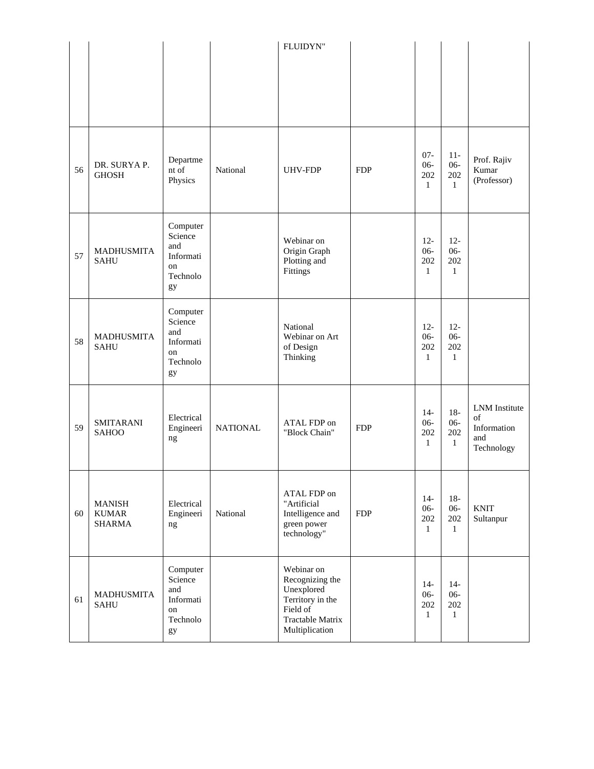| | | | | FLUIDYN" | | | | |
|---|---|---|---|---|---|---|---|---|
| 56 | DR. SURYA P. GHOSH | Department of Physics | National | UHV-FDP | FDP | 07-06-2021 | 11-06-2021 | Prof. Rajiv Kumar (Professor) |
| 57 | MADHUSMITA SAHU | Computer Science and Information Technology | | Webinar on Origin Graph Plotting and Fittings | | 12-06-2021 | 12-06-2021 | |
| 58 | MADHUSMITA SAHU | Computer Science and Information Technology | | National Webinar on Art of Design Thinking | | 12-06-2021 | 12-06-2021 | |
| 59 | SMITARANI SAHOO | Electrical Engineering | NATIONAL | ATAL FDP on "Block Chain" | FDP | 14-06-2021 | 18-06-2021 | LNM Institute of Information and Technology |
| 60 | MANISH KUMAR SHARMA | Electrical Engineering | National | ATAL FDP on "Artificial Intelligence and green power technology" | FDP | 14-06-2021 | 18-06-2021 | KNIT Sultanpur |
| 61 | MADHUSMITA SAHU | Computer Science and Information Technology | | Webinar on Recognizing the Unexplored Territory in the Field of Tractable Matrix Multiplication | | 14-06-2021 | 14-06-2021 | |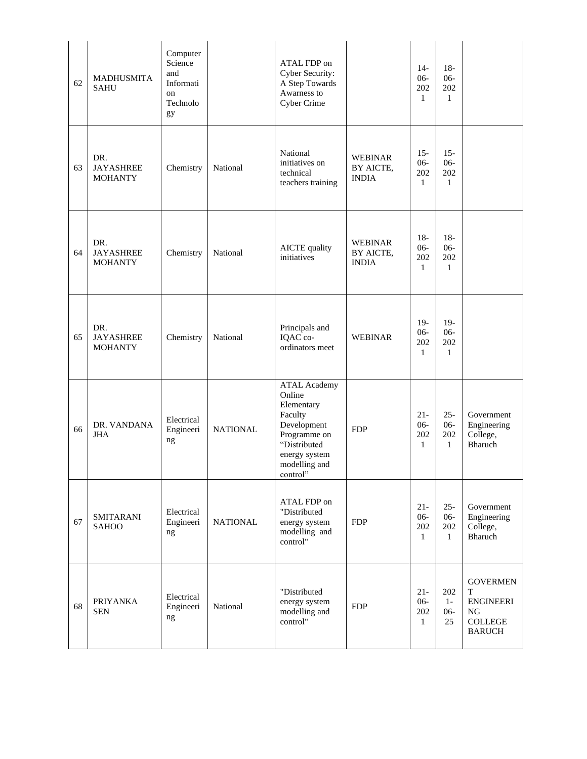| 62 | MADHUSMITA SAHU | Computer Science and Information Technology | | ATAL FDP on Cyber Security: A Step Towards Awarness to Cyber Crime | | 14-06-2021 | 18-06-2021 | |
|---|---|---|---|---|---|---|---|---|
| 63 | DR. JAYASHREE MOHANTY | Chemistry | National | National initiatives on technical teachers training | WEBINAR BY AICTE, INDIA | 15-06-2021 | 15-06-2021 | |
| 64 | DR. JAYASHREE MOHANTY | Chemistry | National | AICTE quality initiatives | WEBINAR BY AICTE, INDIA | 18-06-2021 | 18-06-2021 | |
| 65 | DR. JAYASHREE MOHANTY | Chemistry | National | Principals and IQAC co-ordinators meet | WEBINAR | 19-06-2021 | 19-06-2021 | |
| 66 | DR. VANDANA JHA | Electrical Engineering | NATIONAL | ATAL Academy Online Elementary Faculty Development Programme on "Distributed energy system modelling and control" | FDP | 21-06-2021 | 25-06-2021 | Government Engineering College, Bharuch |
| 67 | SMITARANI SAHOO | Electrical Engineering | NATIONAL | ATAL FDP on "Distributed energy system modelling and control" | FDP | 21-06-2021 | 25-06-2021 | Government Engineering College, Bharuch |
| 68 | PRIYANKA SEN | Electrical Engineering | National | "Distributed energy system modelling and control" | FDP | 21-06-2021 | 2021-06-25 | GOVERMENT ENGINEERING COLLEGE BARUCH |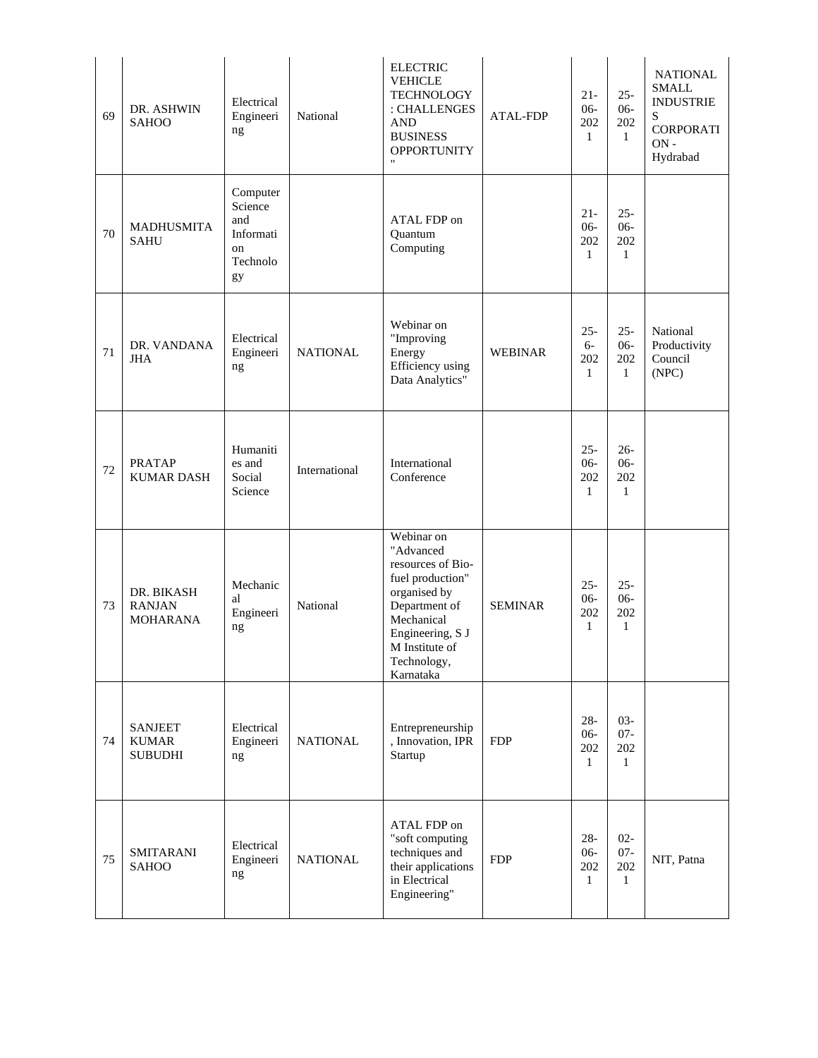| 69 | DR. ASHWIN SAHOO | Electrical Engineering | National | ELECTRIC VEHICLE TECHNOLOGY : CHALLENGES AND BUSINESS OPPORTUNITY " | ATAL-FDP | 21-06-2021 | 25-06-2021 | NATIONAL SMALL INDUSTRIES CORPORATION - Hydrabad |
|---|---|---|---|---|---|---|---|---|
| 70 | MADHUSMITA SAHU | Computer Science and Information Technology | | ATAL FDP on Quantum Computing | | 21-06-2021 | 25-06-2021 | |
| 71 | DR. VANDANA JHA | Electrical Engineering | NATIONAL | Webinar on "Improving Energy Efficiency using Data Analytics" | WEBINAR | 25-6-2021 | 25-06-2021 | National Productivity Council (NPC) |
| 72 | PRATAP KUMAR DASH | Humanities and Social Science | International | International Conference | | 25-06-2021 | 26-06-2021 | |
| 73 | DR. BIKASH RANJAN MOHARANA | Mechanical Engineering | National | Webinar on "Advanced resources of Bio-fuel production" organised by Department of Mechanical Engineering, S J M Institute of Technology, Karnataka | SEMINAR | 25-06-2021 | 25-06-2021 | |
| 74 | SANJEET KUMAR SUBUDHI | Electrical Engineering | NATIONAL | Entrepreneurship, Innovation, IPR Startup | FDP | 28-06-2021 | 03-07-2021 | |
| 75 | SMITARANI SAHOO | Electrical Engineering | NATIONAL | ATAL FDP on "soft computing techniques and their applications in Electrical Engineering" | FDP | 28-06-2021 | 02-07-2021 | NIT, Patna |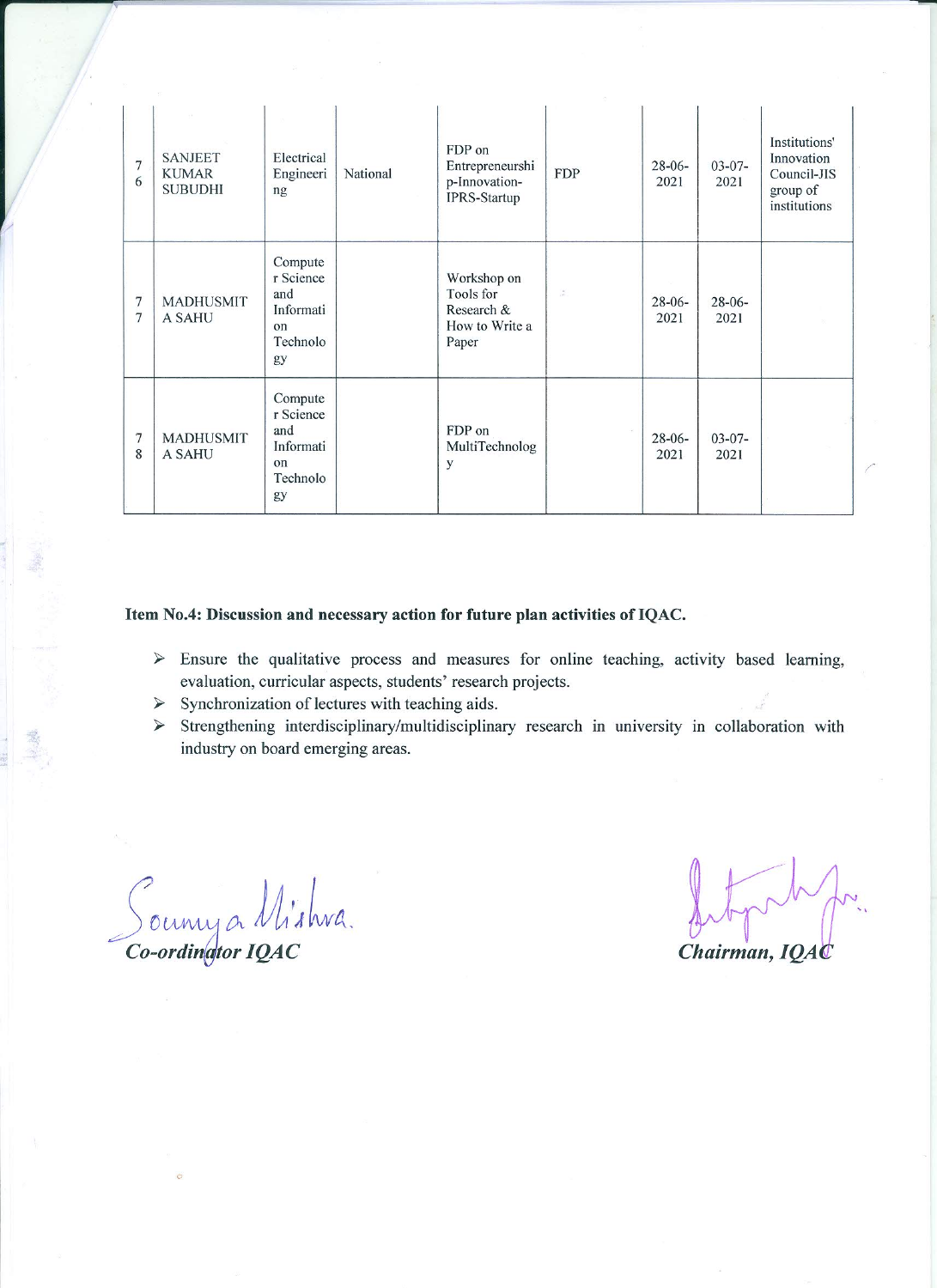| | | | | | | | | |
|---|---|---|---|---|---|---|---|---|
| 76 | SANJEET KUMAR SUBUDHI | Electrical Engineering | National | FDP on Entrepreneurship-Innovation-IPRS-Startup | FDP | 28-06-2021 | 03-07-2021 | Institutions' Innovation Council-JIS group of institutions |
| 77 | MADHUSMITA SAHU | Computer Science and Information Technology | | Workshop on Tools for Research & How to Write a Paper | | 28-06-2021 | 28-06-2021 | |
| 78 | MADHUSMITA SAHU | Computer Science and Information Technology | | FDP on MultiTechnology | | 28-06-2021 | 03-07-2021 | |

**Item No.4: Discussion and necessary action for future plan activities of IQAC.**

- Ensure the qualitative process and measures for online teaching, activity based learning, evaluation, curricular aspects, students' research projects.
- Synchronization of lectures with teaching aids.
- Strengthening interdisciplinary/multidisciplinary research in university in collaboration with industry on board emerging areas.

Soumya Mishra
*Co-ordinator IQAC*

*Chairman, IQAC*